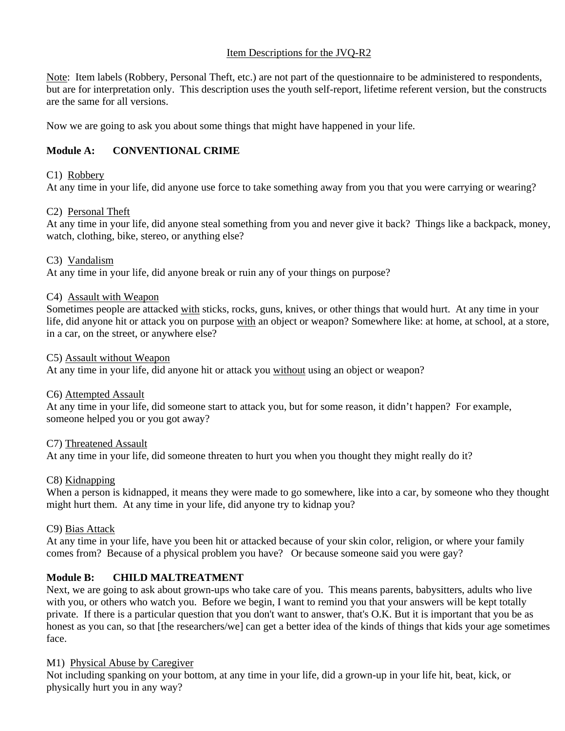# Item Descriptions for the JVQ-R2

Note: Item labels (Robbery, Personal Theft, etc.) are not part of the questionnaire to be administered to respondents, but are for interpretation only. This description uses the youth self-report, lifetime referent version, but the constructs are the same for all versions.

Now we are going to ask you about some things that might have happened in your life.

## Module A: CONVENTIONAL CRIME

C1) Robbery
At any time in your life, did anyone use force to take something away from you that you were carrying or wearing?

C2) Personal Theft
At any time in your life, did anyone steal something from you and never give it back? Things like a backpack, money, watch, clothing, bike, stereo, or anything else?

C3) Vandalism
At any time in your life, did anyone break or ruin any of your things on purpose?

C4) Assault with Weapon
Sometimes people are attacked with sticks, rocks, guns, knives, or other things that would hurt. At any time in your life, did anyone hit or attack you on purpose with an object or weapon? Somewhere like: at home, at school, at a store, in a car, on the street, or anywhere else?

C5) Assault without Weapon
At any time in your life, did anyone hit or attack you without using an object or weapon?

C6) Attempted Assault
At any time in your life, did someone start to attack you, but for some reason, it didn't happen? For example, someone helped you or you got away?

C7) Threatened Assault
At any time in your life, did someone threaten to hurt you when you thought they might really do it?

C8) Kidnapping
When a person is kidnapped, it means they were made to go somewhere, like into a car, by someone who they thought might hurt them. At any time in your life, did anyone try to kidnap you?

C9) Bias Attack
At any time in your life, have you been hit or attacked because of your skin color, religion, or where your family comes from? Because of a physical problem you have? Or because someone said you were gay?

## Module B: CHILD MALTREATMENT

Next, we are going to ask about grown-ups who take care of you. This means parents, babysitters, adults who live with you, or others who watch you. Before we begin, I want to remind you that your answers will be kept totally private. If there is a particular question that you don't want to answer, that's O.K. But it is important that you be as honest as you can, so that [the researchers/we] can get a better idea of the kinds of things that kids your age sometimes face.

M1) Physical Abuse by Caregiver
Not including spanking on your bottom, at any time in your life, did a grown-up in your life hit, beat, kick, or physically hurt you in any way?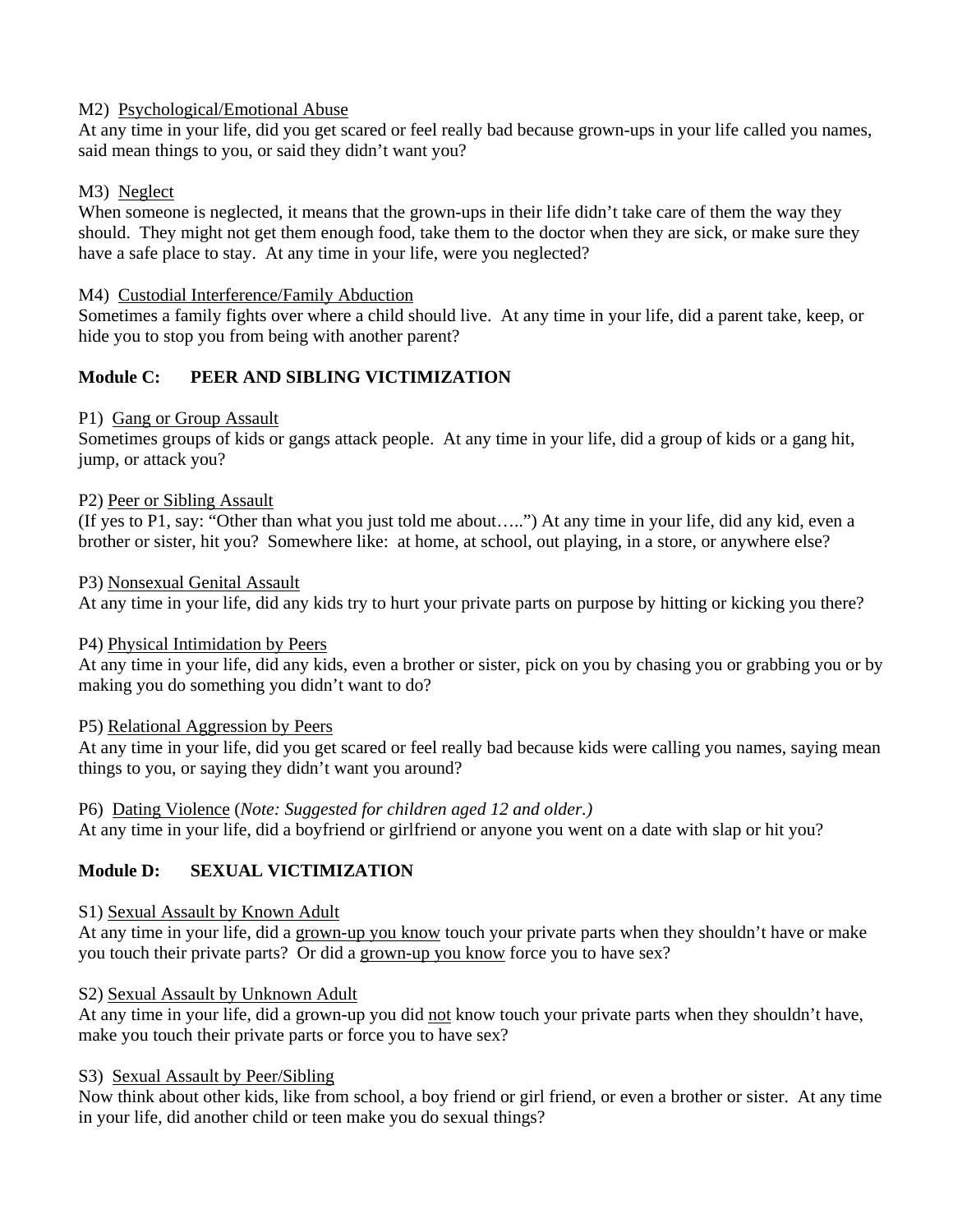M2) <u>Psychological/Emotional Abuse</u>
At any time in your life, did you get scared or feel really bad because grown-ups in your life called you names, said mean things to you, or said they didn't want you?

M3) <u>Neglect</u>
When someone is neglected, it means that the grown-ups in their life didn't take care of them the way they should. They might not get them enough food, take them to the doctor when they are sick, or make sure they have a safe place to stay. At any time in your life, were you neglected?

M4) <u>Custodial Interference/Family Abduction</u>
Sometimes a family fights over where a child should live. At any time in your life, did a parent take, keep, or hide you to stop you from being with another parent?

**Module C: PEER AND SIBLING VICTIMIZATION**

P1) <u>Gang or Group Assault</u>
Sometimes groups of kids or gangs attack people. At any time in your life, did a group of kids or a gang hit, jump, or attack you?

P2) <u>Peer or Sibling Assault</u>
(If yes to P1, say: "Other than what you just told me about…..") At any time in your life, did any kid, even a brother or sister, hit you? Somewhere like: at home, at school, out playing, in a store, or anywhere else?

P3) <u>Nonsexual Genital Assault</u>
At any time in your life, did any kids try to hurt your private parts on purpose by hitting or kicking you there?

P4) <u>Physical Intimidation by Peers</u>
At any time in your life, did any kids, even a brother or sister, pick on you by chasing you or grabbing you or by making you do something you didn't want to do?

P5) <u>Relational Aggression by Peers</u>
At any time in your life, did you get scared or feel really bad because kids were calling you names, saying mean things to you, or saying they didn't want you around?

P6) <u>Dating Violence</u> (*Note: Suggested for children aged 12 and older.)*
At any time in your life, did a boyfriend or girlfriend or anyone you went on a date with slap or hit you?

**Module D: SEXUAL VICTIMIZATION**

S1) <u>Sexual Assault by Known Adult</u>
At any time in your life, did a <u>grown-up you know</u> touch your private parts when they shouldn't have or make you touch their private parts? Or did a <u>grown-up you know</u> force you to have sex?

S2) <u>Sexual Assault by Unknown Adult</u>
At any time in your life, did a grown-up you did <u>not</u> know touch your private parts when they shouldn't have, make you touch their private parts or force you to have sex?

S3) <u>Sexual Assault by Peer/Sibling</u>
Now think about other kids, like from school, a boy friend or girl friend, or even a brother or sister. At any time in your life, did another child or teen make you do sexual things?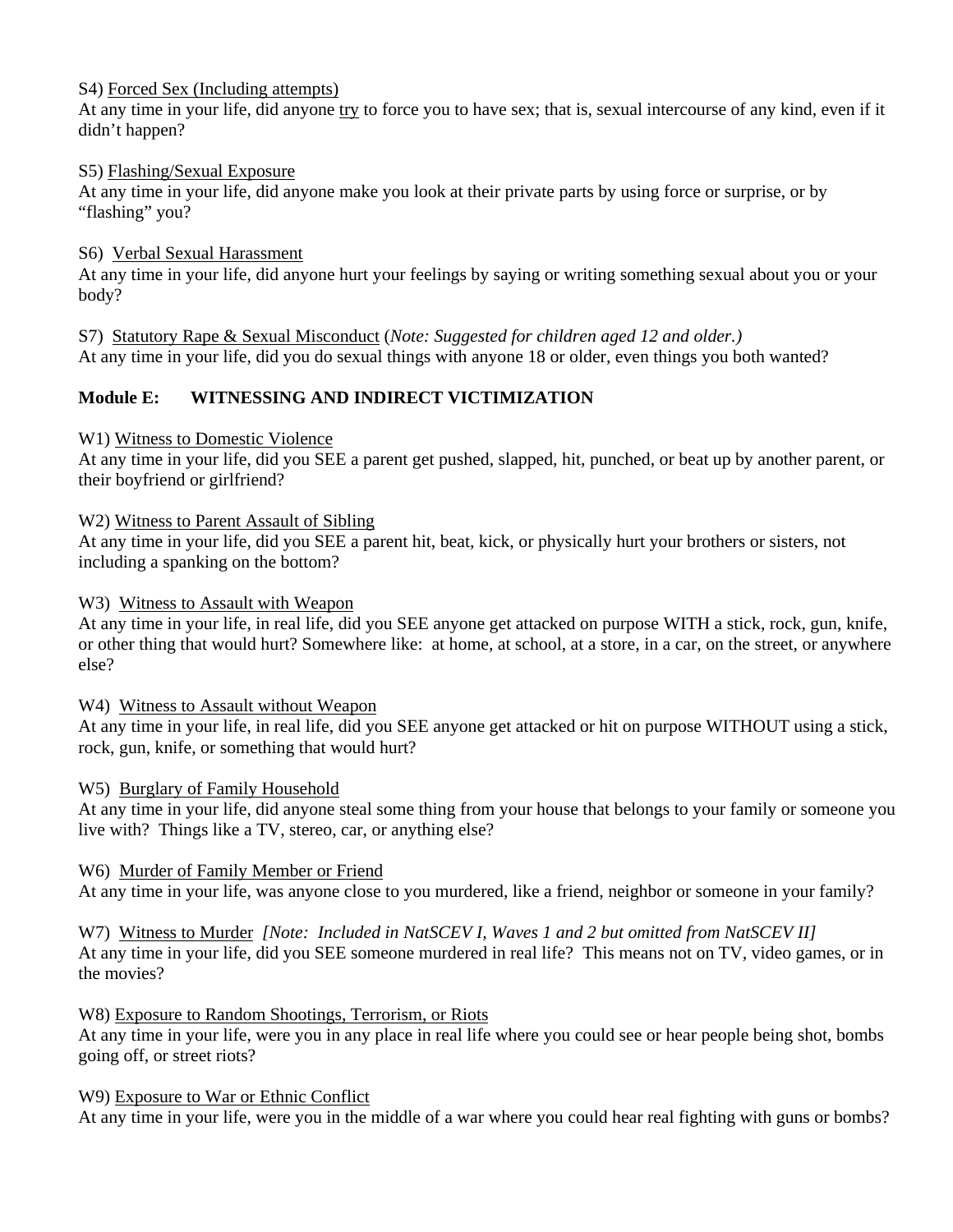S4) <u>Forced Sex (Including attempts)</u>
At any time in your life, did anyone <u>try</u> to force you to have sex; that is, sexual intercourse of any kind, even if it didn't happen?

S5) <u>Flashing/Sexual Exposure</u>
At any time in your life, did anyone make you look at their private parts by using force or surprise, or by "flashing" you?

S6) <u>Verbal Sexual Harassment</u>
At any time in your life, did anyone hurt your feelings by saying or writing something sexual about you or your body?

S7) <u>Statutory Rape & Sexual Misconduct</u> (*Note: Suggested for children aged 12 and older.)*
At any time in your life, did you do sexual things with anyone 18 or older, even things you both wanted?

## Module E: WITNESSING AND INDIRECT VICTIMIZATION

W1) <u>Witness to Domestic Violence</u>
At any time in your life, did you SEE a parent get pushed, slapped, hit, punched, or beat up by another parent, or their boyfriend or girlfriend?

W2) <u>Witness to Parent Assault of Sibling</u>
At any time in your life, did you SEE a parent hit, beat, kick, or physically hurt your brothers or sisters, not including a spanking on the bottom?

W3) <u>Witness to Assault with Weapon</u>
At any time in your life, in real life, did you SEE anyone get attacked on purpose WITH a stick, rock, gun, knife, or other thing that would hurt? Somewhere like: at home, at school, at a store, in a car, on the street, or anywhere else?

W4) <u>Witness to Assault without Weapon</u>
At any time in your life, in real life, did you SEE anyone get attacked or hit on purpose WITHOUT using a stick, rock, gun, knife, or something that would hurt?

W5) <u>Burglary of Family Household</u>
At any time in your life, did anyone steal some thing from your house that belongs to your family or someone you live with? Things like a TV, stereo, car, or anything else?

W6) <u>Murder of Family Member or Friend</u>
At any time in your life, was anyone close to you murdered, like a friend, neighbor or someone in your family?

W7) <u>Witness to Murder</u> *[Note: Included in NatSCEV I, Waves 1 and 2 but omitted from NatSCEV II]*
At any time in your life, did you SEE someone murdered in real life? This means not on TV, video games, or in the movies?

W8) <u>Exposure to Random Shootings, Terrorism, or Riots</u>
At any time in your life, were you in any place in real life where you could see or hear people being shot, bombs going off, or street riots?

W9) <u>Exposure to War or Ethnic Conflict</u>
At any time in your life, were you in the middle of a war where you could hear real fighting with guns or bombs?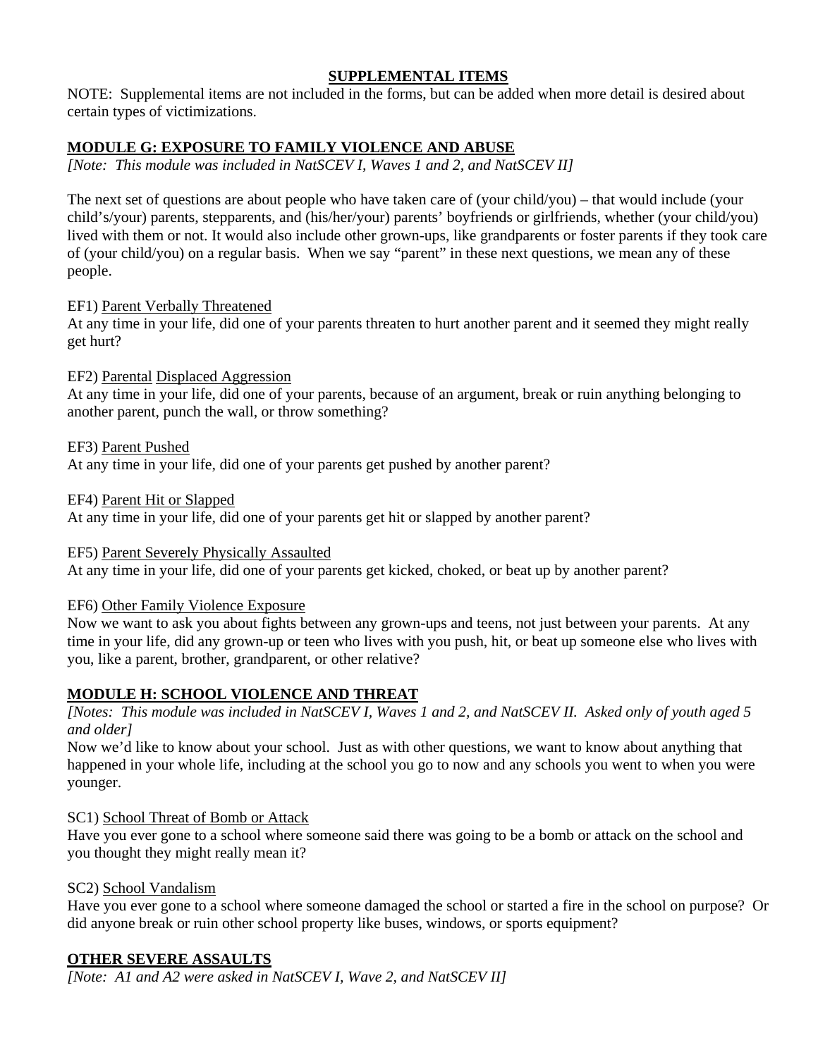## SUPPLEMENTAL ITEMS

NOTE: Supplemental items are not included in the forms, but can be added when more detail is desired about certain types of victimizations.

### MODULE G: EXPOSURE TO FAMILY VIOLENCE AND ABUSE

*[Note: This module was included in NatSCEV I, Waves 1 and 2, and NatSCEV II]*

The next set of questions are about people who have taken care of (your child/you) – that would include (your child's/your) parents, stepparents, and (his/her/your) parents' boyfriends or girlfriends, whether (your child/you) lived with them or not. It would also include other grown-ups, like grandparents or foster parents if they took care of (your child/you) on a regular basis. When we say "parent" in these next questions, we mean any of these people.

EF1) Parent Verbally Threatened
At any time in your life, did one of your parents threaten to hurt another parent and it seemed they might really get hurt?

EF2) Parental Displaced Aggression
At any time in your life, did one of your parents, because of an argument, break or ruin anything belonging to another parent, punch the wall, or throw something?

EF3) Parent Pushed
At any time in your life, did one of your parents get pushed by another parent?

EF4) Parent Hit or Slapped
At any time in your life, did one of your parents get hit or slapped by another parent?

EF5) Parent Severely Physically Assaulted
At any time in your life, did one of your parents get kicked, choked, or beat up by another parent?

EF6) Other Family Violence Exposure
Now we want to ask you about fights between any grown-ups and teens, not just between your parents. At any time in your life, did any grown-up or teen who lives with you push, hit, or beat up someone else who lives with you, like a parent, brother, grandparent, or other relative?

### MODULE H: SCHOOL VIOLENCE AND THREAT

*[Notes: This module was included in NatSCEV I, Waves 1 and 2, and NatSCEV II. Asked only of youth aged 5 and older]*

Now we'd like to know about your school. Just as with other questions, we want to know about anything that happened in your whole life, including at the school you go to now and any schools you went to when you were younger.

SC1) School Threat of Bomb or Attack
Have you ever gone to a school where someone said there was going to be a bomb or attack on the school and you thought they might really mean it?

SC2) School Vandalism
Have you ever gone to a school where someone damaged the school or started a fire in the school on purpose? Or did anyone break or ruin other school property like buses, windows, or sports equipment?

### OTHER SEVERE ASSAULTS

*[Note: A1 and A2 were asked in NatSCEV I, Wave 2, and NatSCEV II]*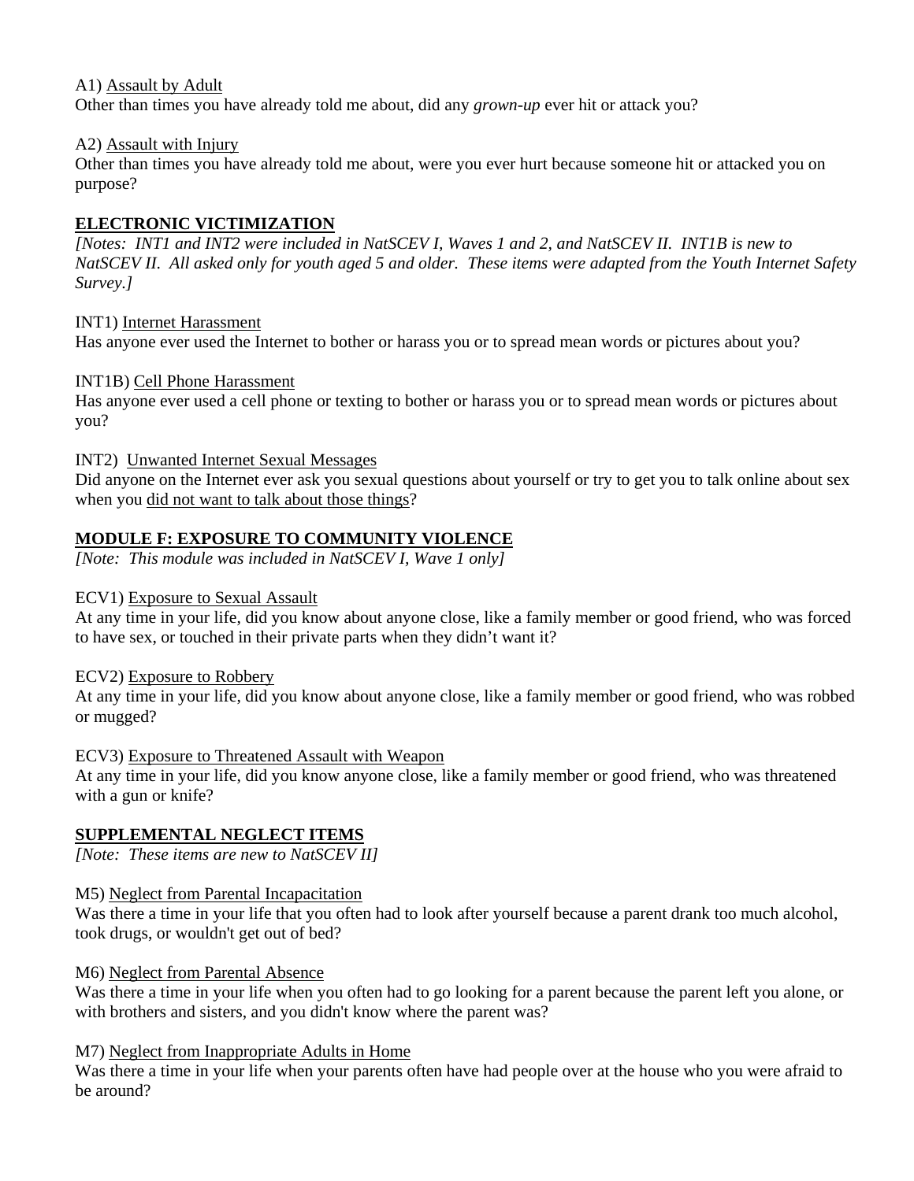A1) Assault by Adult
Other than times you have already told me about, did any *grown-up* ever hit or attack you?

A2) Assault with Injury
Other than times you have already told me about, were you ever hurt because someone hit or attacked you on purpose?

## **ELECTRONIC VICTIMIZATION**

*[Notes: INT1 and INT2 were included in NatSCEV I, Waves 1 and 2, and NatSCEV II. INT1B is new to NatSCEV II. All asked only for youth aged 5 and older. These items were adapted from the Youth Internet Safety Survey.]*

INT1) Internet Harassment
Has anyone ever used the Internet to bother or harass you or to spread mean words or pictures about you?

INT1B) Cell Phone Harassment
Has anyone ever used a cell phone or texting to bother or harass you or to spread mean words or pictures about you?

INT2) Unwanted Internet Sexual Messages
Did anyone on the Internet ever ask you sexual questions about yourself or try to get you to talk online about sex when you did not want to talk about those things?

## **MODULE F: EXPOSURE TO COMMUNITY VIOLENCE**

*[Note: This module was included in NatSCEV I, Wave 1 only]*

ECV1) Exposure to Sexual Assault
At any time in your life, did you know about anyone close, like a family member or good friend, who was forced to have sex, or touched in their private parts when they didn't want it?

ECV2) Exposure to Robbery
At any time in your life, did you know about anyone close, like a family member or good friend, who was robbed or mugged?

ECV3) Exposure to Threatened Assault with Weapon
At any time in your life, did you know anyone close, like a family member or good friend, who was threatened with a gun or knife?

## **SUPPLEMENTAL NEGLECT ITEMS**

*[Note: These items are new to NatSCEV II]*

M5) Neglect from Parental Incapacitation
Was there a time in your life that you often had to look after yourself because a parent drank too much alcohol, took drugs, or wouldn't get out of bed?

M6) Neglect from Parental Absence
Was there a time in your life when you often had to go looking for a parent because the parent left you alone, or with brothers and sisters, and you didn't know where the parent was?

M7) Neglect from Inappropriate Adults in Home
Was there a time in your life when your parents often have had people over at the house who you were afraid to be around?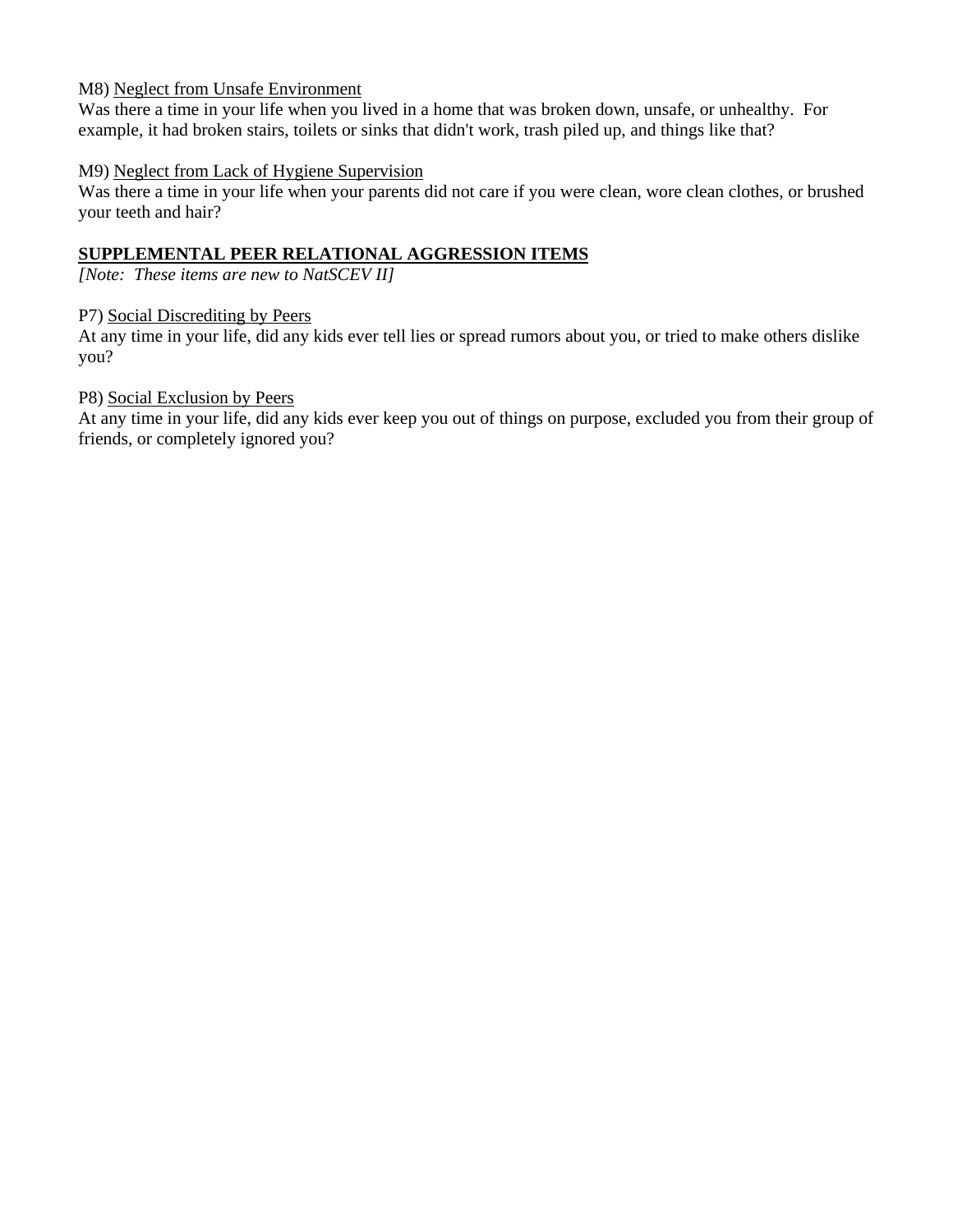M8) Neglect from Unsafe Environment
Was there a time in your life when you lived in a home that was broken down, unsafe, or unhealthy.  For example, it had broken stairs, toilets or sinks that didn't work, trash piled up, and things like that?

M9) Neglect from Lack of Hygiene Supervision
Was there a time in your life when your parents did not care if you were clean, wore clean clothes, or brushed your teeth and hair?

## SUPPLEMENTAL PEER RELATIONAL AGGRESSION ITEMS

*[Note:  These items are new to NatSCEV II]*

P7) Social Discrediting by Peers
At any time in your life, did any kids ever tell lies or spread rumors about you, or tried to make others dislike you?

P8) Social Exclusion by Peers
At any time in your life, did any kids ever keep you out of things on purpose, excluded you from their group of friends, or completely ignored you?